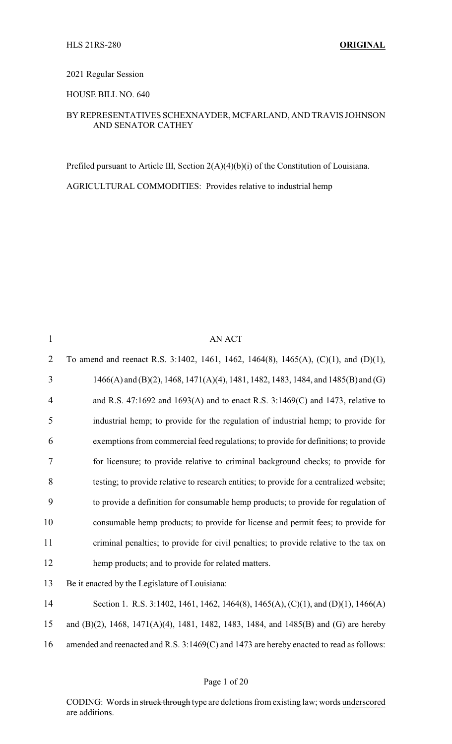HLS 21RS-280 **ORIGINAL**

2021 Regular Session

HOUSE BILL NO. 640

BY REPRESENTATIVES SCHEXNAYDER, MCFARLAND, AND TRAVIS JOHNSON AND SENATOR CATHEY

Prefiled pursuant to Article III, Section 2(A)(4)(b)(i) of the Constitution of Louisiana.

AGRICULTURAL COMMODITIES: Provides relative to industrial hemp

AN ACT

To amend and reenact R.S. 3:1402, 1461, 1462, 1464(8), 1465(A), (C)(1), and (D)(1), 1466(A) and (B)(2), 1468, 1471(A)(4), 1481, 1482, 1483, 1484, and 1485(B) and (G) and R.S. 47:1692 and 1693(A) and to enact R.S. 3:1469(C) and 1473, relative to industrial hemp; to provide for the regulation of industrial hemp; to provide for exemptions from commercial feed regulations; to provide for definitions; to provide for licensure; to provide relative to criminal background checks; to provide for testing; to provide relative to research entities; to provide for a centralized website; to provide a definition for consumable hemp products; to provide for regulation of consumable hemp products; to provide for license and permit fees; to provide for criminal penalties; to provide for civil penalties; to provide relative to the tax on hemp products; and to provide for related matters.

Be it enacted by the Legislature of Louisiana:

Section 1. R.S. 3:1402, 1461, 1462, 1464(8), 1465(A), (C)(1), and (D)(1), 1466(A) and (B)(2), 1468, 1471(A)(4), 1481, 1482, 1483, 1484, and 1485(B) and (G) are hereby amended and reenacted and R.S. 3:1469(C) and 1473 are hereby enacted to read as follows:

CODING: Words in ~~struck through~~ type are deletions from existing law; words underscored are additions.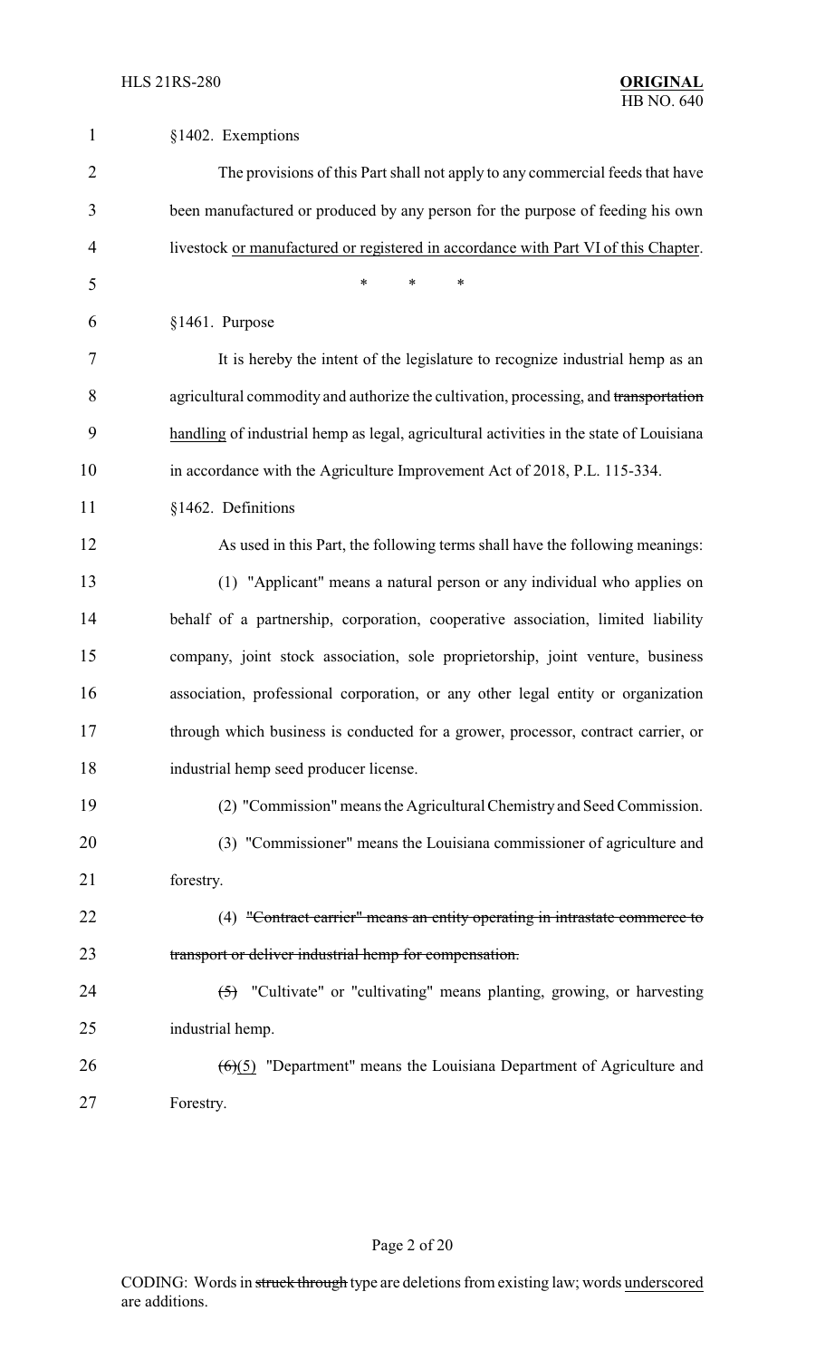§1402. Exemptions

The provisions of this Part shall not apply to any commercial feeds that have been manufactured or produced by any person for the purpose of feeding his own livestock <u>or manufactured or registered in accordance with Part VI of this Chapter</u>.

\* \* \*

§1461. Purpose

It is hereby the intent of the legislature to recognize industrial hemp as an agricultural commodity and authorize the cultivation, processing, and ~~transportation~~ <u>handling</u> of industrial hemp as legal, agricultural activities in the state of Louisiana in accordance with the Agriculture Improvement Act of 2018, P.L. 115-334.

§1462. Definitions

As used in this Part, the following terms shall have the following meanings:

(1) "Applicant" means a natural person or any individual who applies on behalf of a partnership, corporation, cooperative association, limited liability company, joint stock association, sole proprietorship, joint venture, business association, professional corporation, or any other legal entity or organization through which business is conducted for a grower, processor, contract carrier, or industrial hemp seed producer license.

(2) "Commission" means the Agricultural Chemistry and Seed Commission.

(3) "Commissioner" means the Louisiana commissioner of agriculture and forestry.

(4) ~~"Contract carrier" means an entity operating in intrastate commerce to transport or deliver industrial hemp for compensation.~~

~~(5)~~ "Cultivate" or "cultivating" means planting, growing, or harvesting industrial hemp.

~~(6)~~<u>(5)</u> "Department" means the Louisiana Department of Agriculture and Forestry.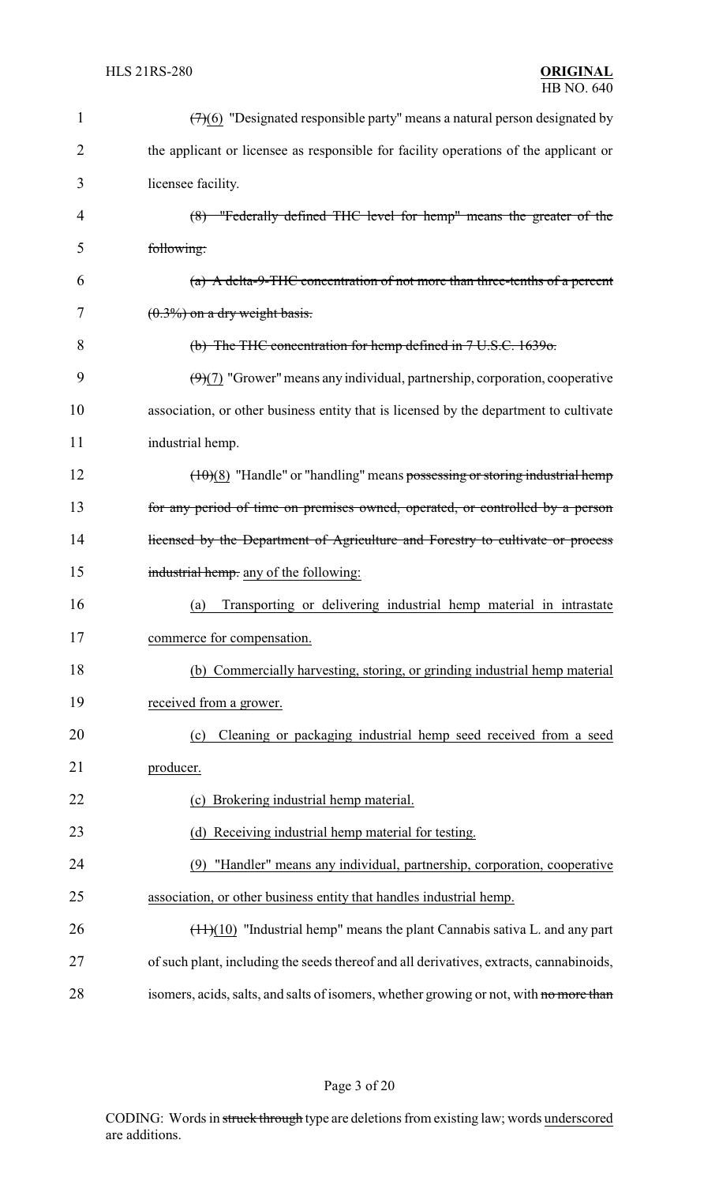~~(7)~~(6) "Designated responsible party" means a natural person designated by the applicant or licensee as responsible for facility operations of the applicant or licensee facility.

~~(8) "Federally defined THC level for hemp" means the greater of the following:~~

~~(a) A delta-9-THC concentration of not more than three-tenths of a percent (0.3%) on a dry weight basis.~~

~~(b) The THC concentration for hemp defined in 7 U.S.C. 1639o.~~

~~(9)~~(7) "Grower" means any individual, partnership, corporation, cooperative association, or other business entity that is licensed by the department to cultivate industrial hemp.

~~(10)~~(8) "Handle" or "handling" means ~~possessing or storing industrial hemp for any period of time on premises owned, operated, or controlled by a person licensed by the Department of Agriculture and Forestry to cultivate or process industrial hemp.~~ <u>any of the following:</u>

<u>(a) Transporting or delivering industrial hemp material in intrastate commerce for compensation.</u>

<u>(b) Commercially harvesting, storing, or grinding industrial hemp material received from a grower.</u>

<u>(c) Cleaning or packaging industrial hemp seed received from a seed producer.</u>

<u>(c) Brokering industrial hemp material.</u>

<u>(d) Receiving industrial hemp material for testing.</u>

<u>(9) "Handler" means any individual, partnership, corporation, cooperative association, or other business entity that handles industrial hemp.</u>

~~(11)~~(10) "Industrial hemp" means the plant Cannabis sativa L. and any part of such plant, including the seeds thereof and all derivatives, extracts, cannabinoids, isomers, acids, salts, and salts of isomers, whether growing or not, with ~~no more than~~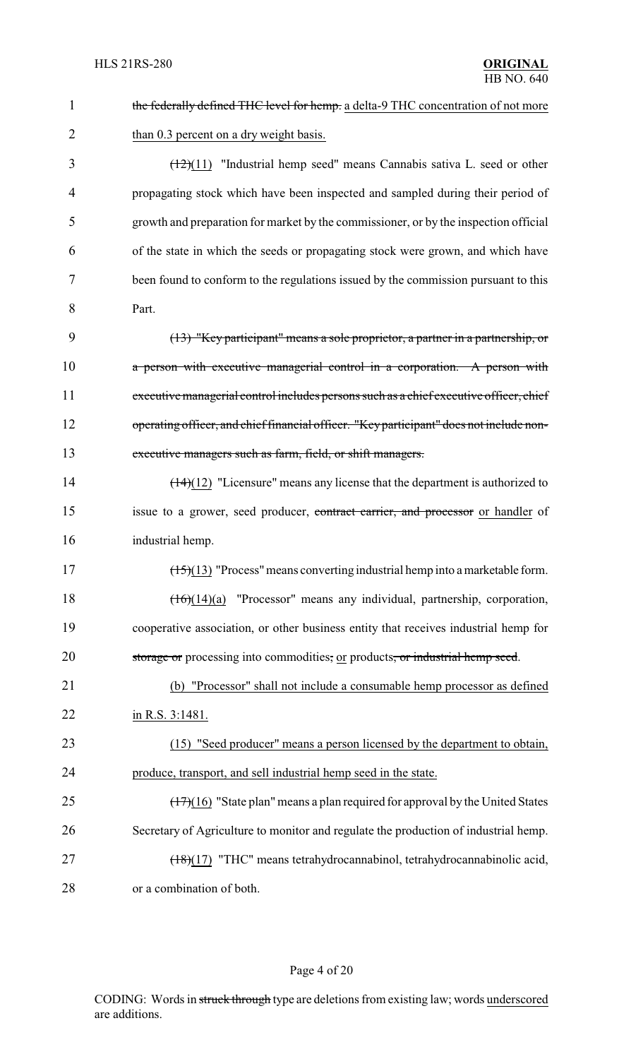the federally defined THC level for hemp. a delta-9 THC concentration of not more than 0.3 percent on a dry weight basis.

(12)(11) "Industrial hemp seed" means Cannabis sativa L. seed or other propagating stock which have been inspected and sampled during their period of growth and preparation for market by the commissioner, or by the inspection official of the state in which the seeds or propagating stock were grown, and which have been found to conform to the regulations issued by the commission pursuant to this Part.

(13) "Key participant" means a sole proprietor, a partner in a partnership, or a person with executive managerial control in a corporation. A person with executive managerial control includes persons such as a chief executive officer, chief operating officer, and chief financial officer. "Key participant" does not include non-executive managers such as farm, field, or shift managers.

(14)(12) "Licensure" means any license that the department is authorized to issue to a grower, seed producer, contract carrier, and processor or handler of industrial hemp.

(15)(13) "Process" means converting industrial hemp into a marketable form.

(16)(14)(a) "Processor" means any individual, partnership, corporation, cooperative association, or other business entity that receives industrial hemp for storage or processing into commodities, or products, or industrial hemp seed.

(b) "Processor" shall not include a consumable hemp processor as defined in R.S. 3:1481.

(15) "Seed producer" means a person licensed by the department to obtain, produce, transport, and sell industrial hemp seed in the state.

(17)(16) "State plan" means a plan required for approval by the United States Secretary of Agriculture to monitor and regulate the production of industrial hemp.

(18)(17) "THC" means tetrahydrocannabinol, tetrahydrocannabinolic acid, or a combination of both.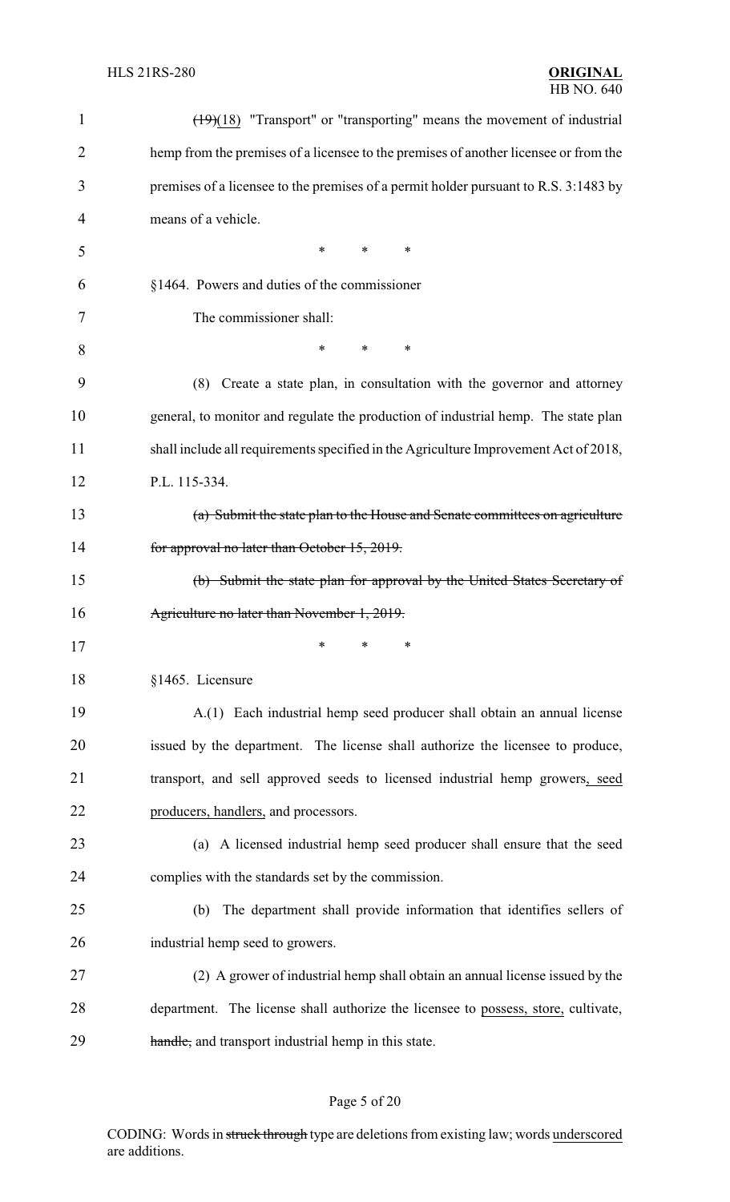~~(19)~~<u>(18)</u> "Transport" or "transporting" means the movement of industrial hemp from the premises of a licensee to the premises of another licensee or from the premises of a licensee to the premises of a permit holder pursuant to R.S. 3:1483 by means of a vehicle.

\* \* \*

§1464. Powers and duties of the commissioner

The commissioner shall:

\* \* \*

(8) Create a state plan, in consultation with the governor and attorney general, to monitor and regulate the production of industrial hemp. The state plan shall include all requirements specified in the Agriculture Improvement Act of 2018, P.L. 115-334.

~~(a) Submit the state plan to the House and Senate committees on agriculture for approval no later than October 15, 2019.~~

~~(b) Submit the state plan for approval by the United States Secretary of Agriculture no later than November 1, 2019.~~

\* \* \*

§1465. Licensure

A.(1) Each industrial hemp seed producer shall obtain an annual license issued by the department. The license shall authorize the licensee to produce, transport, and sell approved seeds to licensed industrial hemp growers<u>, seed producers, handlers,</u> and processors.

(a) A licensed industrial hemp seed producer shall ensure that the seed complies with the standards set by the commission.

(b) The department shall provide information that identifies sellers of industrial hemp seed to growers.

(2) A grower of industrial hemp shall obtain an annual license issued by the department. The license shall authorize the licensee to <u>possess, store,</u> cultivate, ~~handle,~~ and transport industrial hemp in this state.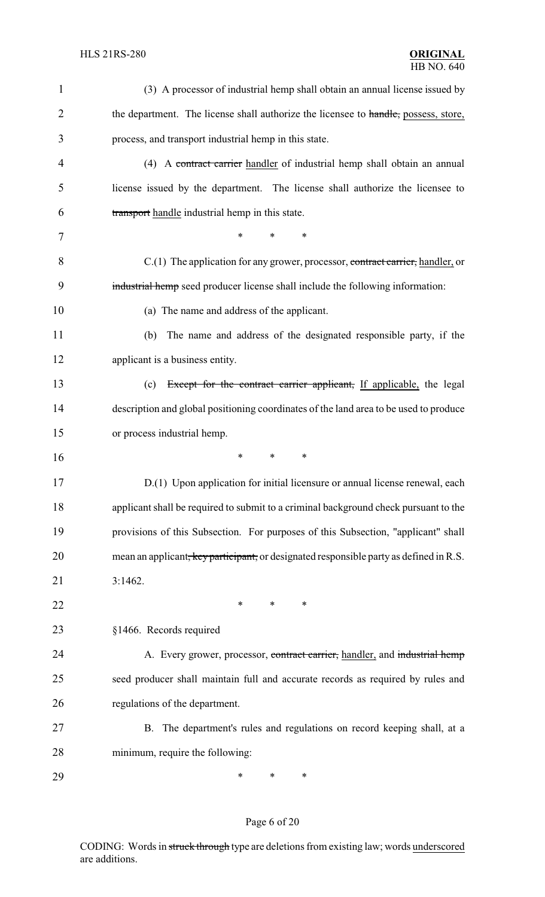(3) A processor of industrial hemp shall obtain an annual license issued by the department. The license shall authorize the licensee to ~~handle,~~ possess, store, process, and transport industrial hemp in this state.

(4) A ~~contract carrier~~ handler of industrial hemp shall obtain an annual license issued by the department. The license shall authorize the licensee to ~~transport~~ handle industrial hemp in this state.

\* \* \*

C.(1) The application for any grower, processor, ~~contract carrier,~~ handler, or ~~industrial hemp~~ seed producer license shall include the following information:

(a) The name and address of the applicant.

(b) The name and address of the designated responsible party, if the applicant is a business entity.

(c) ~~Except for the contract carrier applicant,~~ If applicable, the legal description and global positioning coordinates of the land area to be used to produce or process industrial hemp.

\* \* \*

D.(1) Upon application for initial licensure or annual license renewal, each applicant shall be required to submit to a criminal background check pursuant to the provisions of this Subsection. For purposes of this Subsection, "applicant" shall mean an applicant~~, key participant,~~ or designated responsible party as defined in R.S. 3:1462.

\* \* \*

§1466. Records required

A. Every grower, processor, ~~contract carrier,~~ handler, and ~~industrial hemp~~ seed producer shall maintain full and accurate records as required by rules and regulations of the department.

B. The department's rules and regulations on record keeping shall, at a minimum, require the following:

\* \* \*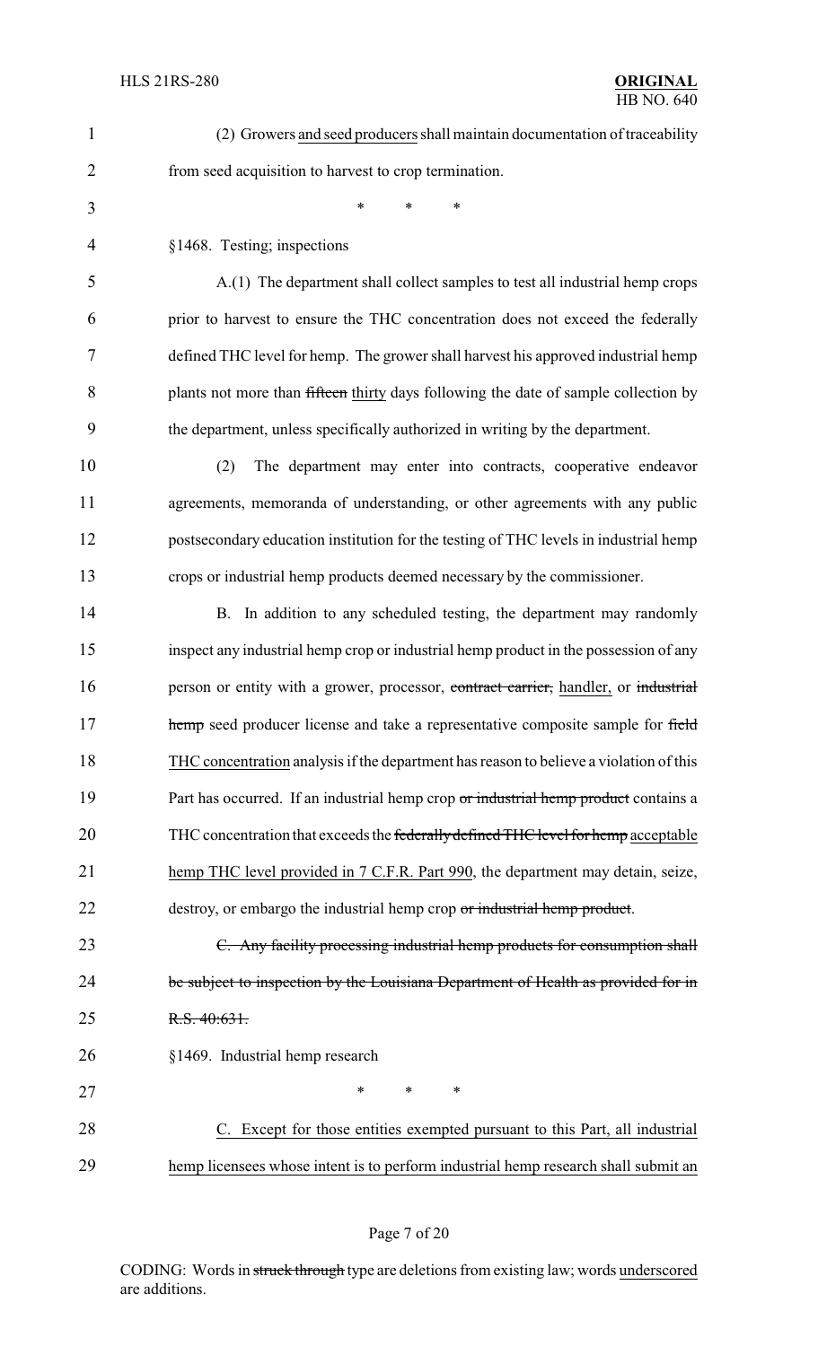(2) Growers and seed producers shall maintain documentation of traceability from seed acquisition to harvest to crop termination.

\* \* \*

§1468. Testing; inspections

A.(1) The department shall collect samples to test all industrial hemp crops prior to harvest to ensure the THC concentration does not exceed the federally defined THC level for hemp. The grower shall harvest his approved industrial hemp plants not more than ~~fifteen~~ thirty days following the date of sample collection by the department, unless specifically authorized in writing by the department.

(2) The department may enter into contracts, cooperative endeavor agreements, memoranda of understanding, or other agreements with any public postsecondary education institution for the testing of THC levels in industrial hemp crops or industrial hemp products deemed necessary by the commissioner.

B. In addition to any scheduled testing, the department may randomly inspect any industrial hemp crop or industrial hemp product in the possession of any person or entity with a grower, processor, ~~contract carrier,~~ handler, or ~~industrial hemp~~ seed producer license and take a representative composite sample for ~~field~~ THC concentration analysis if the department has reason to believe a violation of this Part has occurred. If an industrial hemp crop ~~or industrial hemp product~~ contains a THC concentration that exceeds the ~~federally defined THC level for hemp~~ acceptable hemp THC level provided in 7 C.F.R. Part 990, the department may detain, seize, destroy, or embargo the industrial hemp crop ~~or industrial hemp product~~.

~~C. Any facility processing industrial hemp products for consumption shall be subject to inspection by the Louisiana Department of Health as provided for in R.S. 40:631.~~

§1469. Industrial hemp research

\* \* \*

C. Except for those entities exempted pursuant to this Part, all industrial hemp licensees whose intent is to perform industrial hemp research shall submit an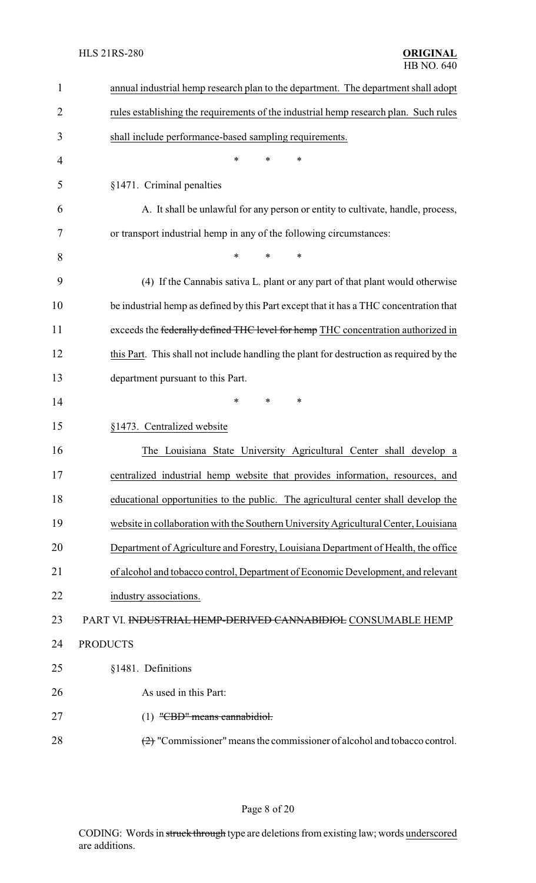annual industrial hemp research plan to the department. The department shall adopt rules establishing the requirements of the industrial hemp research plan. Such rules shall include performance-based sampling requirements.

\* \* \*

§1471. Criminal penalties

A. It shall be unlawful for any person or entity to cultivate, handle, process, or transport industrial hemp in any of the following circumstances:

\* \* \*

(4) If the Cannabis sativa L. plant or any part of that plant would otherwise be industrial hemp as defined by this Part except that it has a THC concentration that exceeds the ~~federally defined THC level for hemp~~ THC concentration authorized in this Part. This shall not include handling the plant for destruction as required by the department pursuant to this Part.

\* \* \*

§1473. Centralized website

The Louisiana State University Agricultural Center shall develop a centralized industrial hemp website that provides information, resources, and educational opportunities to the public. The agricultural center shall develop the website in collaboration with the Southern University Agricultural Center, Louisiana Department of Agriculture and Forestry, Louisiana Department of Health, the office of alcohol and tobacco control, Department of Economic Development, and relevant industry associations.

PART VI. ~~INDUSTRIAL HEMP-DERIVED CANNABIDIOL~~ CONSUMABLE HEMP PRODUCTS

§1481. Definitions

As used in this Part:

(1) ~~"CBD" means cannabidiol.~~

~~(2)~~ "Commissioner" means the commissioner of alcohol and tobacco control.

CODING: Words in ~~struck through~~ type are deletions from existing law; words underscored are additions.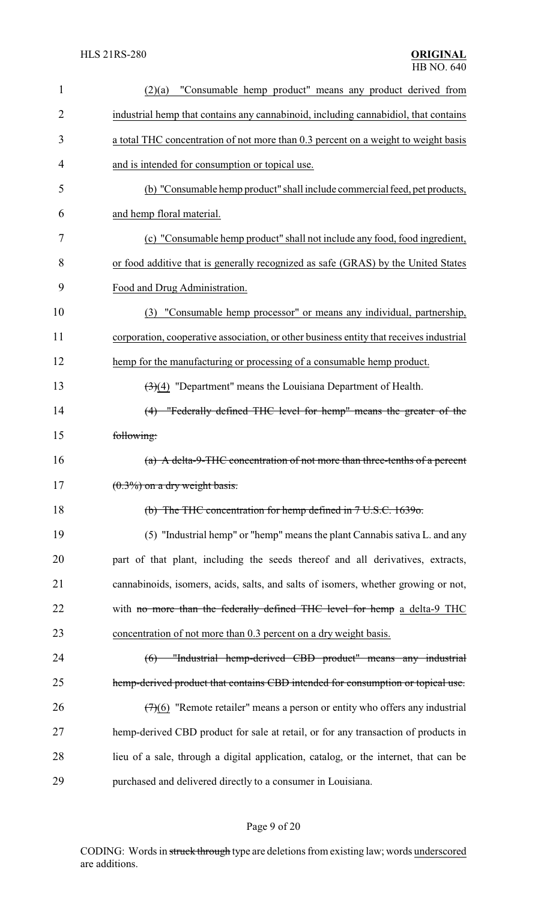(2)(a) "Consumable hemp product" means any product derived from industrial hemp that contains any cannabinoid, including cannabidiol, that contains a total THC concentration of not more than 0.3 percent on a weight to weight basis and is intended for consumption or topical use.

(b) "Consumable hemp product" shall include commercial feed, pet products, and hemp floral material.

(c) "Consumable hemp product" shall not include any food, food ingredient, or food additive that is generally recognized as safe (GRAS) by the United States Food and Drug Administration.

(3) "Consumable hemp processor" or means any individual, partnership, corporation, cooperative association, or other business entity that receives industrial hemp for the manufacturing or processing of a consumable hemp product.

~~(3)~~(4) "Department" means the Louisiana Department of Health.

~~(4) "Federally defined THC level for hemp" means the greater of the following:~~

~~(a) A delta-9-THC concentration of not more than three-tenths of a percent (0.3%) on a dry weight basis.~~

~~(b) The THC concentration for hemp defined in 7 U.S.C. 1639o.~~

(5) "Industrial hemp" or "hemp" means the plant Cannabis sativa L. and any part of that plant, including the seeds thereof and all derivatives, extracts, cannabinoids, isomers, acids, salts, and salts of isomers, whether growing or not, with ~~no more than the federally defined THC level for hemp~~ a delta-9 THC concentration of not more than 0.3 percent on a dry weight basis.

~~(6) "Industrial hemp-derived CBD product" means any industrial hemp-derived product that contains CBD intended for consumption or topical use.~~

~~(7)~~(6) "Remote retailer" means a person or entity who offers any industrial hemp-derived CBD product for sale at retail, or for any transaction of products in lieu of a sale, through a digital application, catalog, or the internet, that can be purchased and delivered directly to a consumer in Louisiana.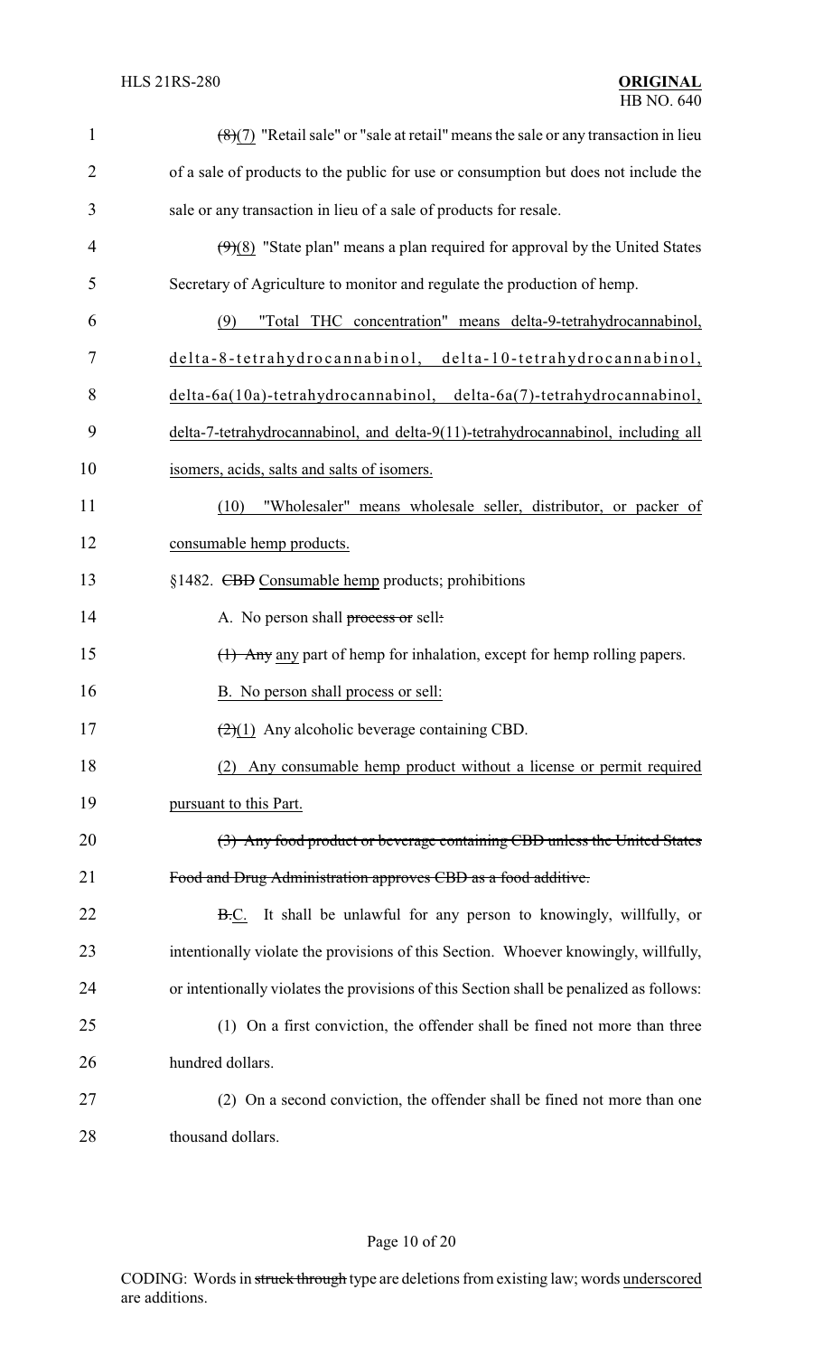~~(8)~~(7) "Retail sale" or "sale at retail" means the sale or any transaction in lieu of a sale of products to the public for use or consumption but does not include the sale or any transaction in lieu of a sale of products for resale.

~~(9)~~(8) "State plan" means a plan required for approval by the United States Secretary of Agriculture to monitor and regulate the production of hemp.

<u>(9) "Total THC concentration" means delta-9-tetrahydrocannabinol, delta-8-tetrahydrocannabinol, delta-10-tetrahydrocannabinol, delta-6a(10a)-tetrahydrocannabinol, delta-6a(7)-tetrahydrocannabinol, delta-7-tetrahydrocannabinol, and delta-9(11)-tetrahydrocannabinol, including all isomers, acids, salts and salts of isomers.</u>

<u>(10) "Wholesaler" means wholesale seller, distributor, or packer of consumable hemp products.</u>

§1482. ~~CBD~~ <u>Consumable hemp</u> products; prohibitions

A. No person shall ~~process or~~ sell~~:~~

~~(1) Any~~ <u>any</u> part of hemp for inhalation, except for hemp rolling papers.

<u>B. No person shall process or sell:</u>

~~(2)~~<u>(1)</u> Any alcoholic beverage containing CBD.

<u>(2) Any consumable hemp product without a license or permit required pursuant to this Part.</u>

~~(3) Any food product or beverage containing CBD unless the United States Food and Drug Administration approves CBD as a food additive.~~

~~B.~~<u>C.</u> It shall be unlawful for any person to knowingly, willfully, or intentionally violate the provisions of this Section. Whoever knowingly, willfully, or intentionally violates the provisions of this Section shall be penalized as follows:

(1) On a first conviction, the offender shall be fined not more than three hundred dollars.

(2) On a second conviction, the offender shall be fined not more than one thousand dollars.

CODING: Words in ~~struck through~~ type are deletions from existing law; words <u>underscored</u> are additions.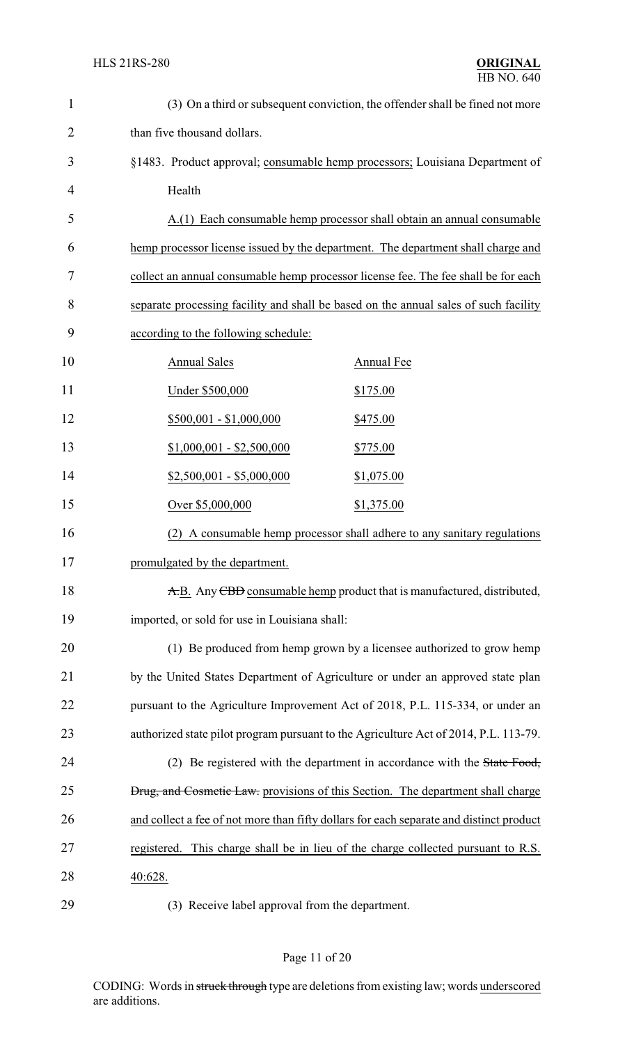(3) On a third or subsequent conviction, the offender shall be fined not more than five thousand dollars.

§1483. Product approval; consumable hemp processors; Louisiana Department of Health

A.(1) Each consumable hemp processor shall obtain an annual consumable hemp processor license issued by the department. The department shall charge and collect an annual consumable hemp processor license fee. The fee shall be for each separate processing facility and shall be based on the annual sales of such facility according to the following schedule:

| Annual Sales | Annual Fee |
| --- | --- |
| Under $500,000 | $175.00 |
| $500,001 - $1,000,000 | $475.00 |
| $1,000,001 - $2,500,000 | $775.00 |
| $2,500,001 - $5,000,000 | $1,075.00 |
| Over $5,000,000 | $1,375.00 |

(2) A consumable hemp processor shall adhere to any sanitary regulations promulgated by the department.

~~A.~~B. Any ~~CBD~~ consumable hemp product that is manufactured, distributed, imported, or sold for use in Louisiana shall:

(1) Be produced from hemp grown by a licensee authorized to grow hemp by the United States Department of Agriculture or under an approved state plan pursuant to the Agriculture Improvement Act of 2018, P.L. 115-334, or under an authorized state pilot program pursuant to the Agriculture Act of 2014, P.L. 113-79.

(2) Be registered with the department in accordance with the ~~State Food, Drug, and Cosmetic Law.~~ provisions of this Section. The department shall charge and collect a fee of not more than fifty dollars for each separate and distinct product registered. This charge shall be in lieu of the charge collected pursuant to R.S. 40:628.

(3) Receive label approval from the department.

CODING: Words in ~~struck through~~ type are deletions from existing law; words underscored are additions.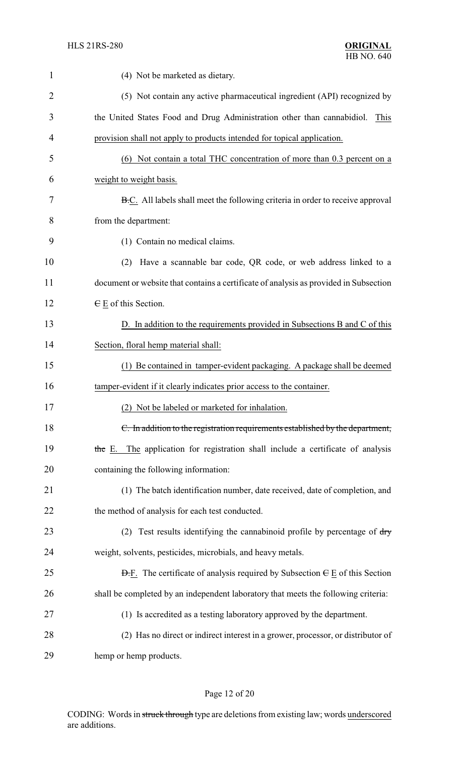(4) Not be marketed as dietary.

(5) Not contain any active pharmaceutical ingredient (API) recognized by the United States Food and Drug Administration other than cannabidiol. This provision shall not apply to products intended for topical application.

(6) Not contain a total THC concentration of more than 0.3 percent on a weight to weight basis.

~~B.~~C. All labels shall meet the following criteria in order to receive approval from the department:

(1) Contain no medical claims.

(2) Have a scannable bar code, QR code, or web address linked to a document or website that contains a certificate of analysis as provided in Subsection ~~C~~ E of this Section.

D. In addition to the requirements provided in Subsections B and C of this Section, floral hemp material shall:

(1) Be contained in tamper-evident packaging. A package shall be deemed tamper-evident if it clearly indicates prior access to the container.

(2) Not be labeled or marketed for inhalation.

~~C. In addition to the registration requirements established by the department, the~~ E. The application for registration shall include a certificate of analysis containing the following information:

(1) The batch identification number, date received, date of completion, and the method of analysis for each test conducted.

(2) Test results identifying the cannabinoid profile by percentage of ~~dry~~ weight, solvents, pesticides, microbials, and heavy metals.

~~D.~~F. The certificate of analysis required by Subsection ~~C~~ E of this Section shall be completed by an independent laboratory that meets the following criteria:

(1) Is accredited as a testing laboratory approved by the department.

(2) Has no direct or indirect interest in a grower, processor, or distributor of hemp or hemp products.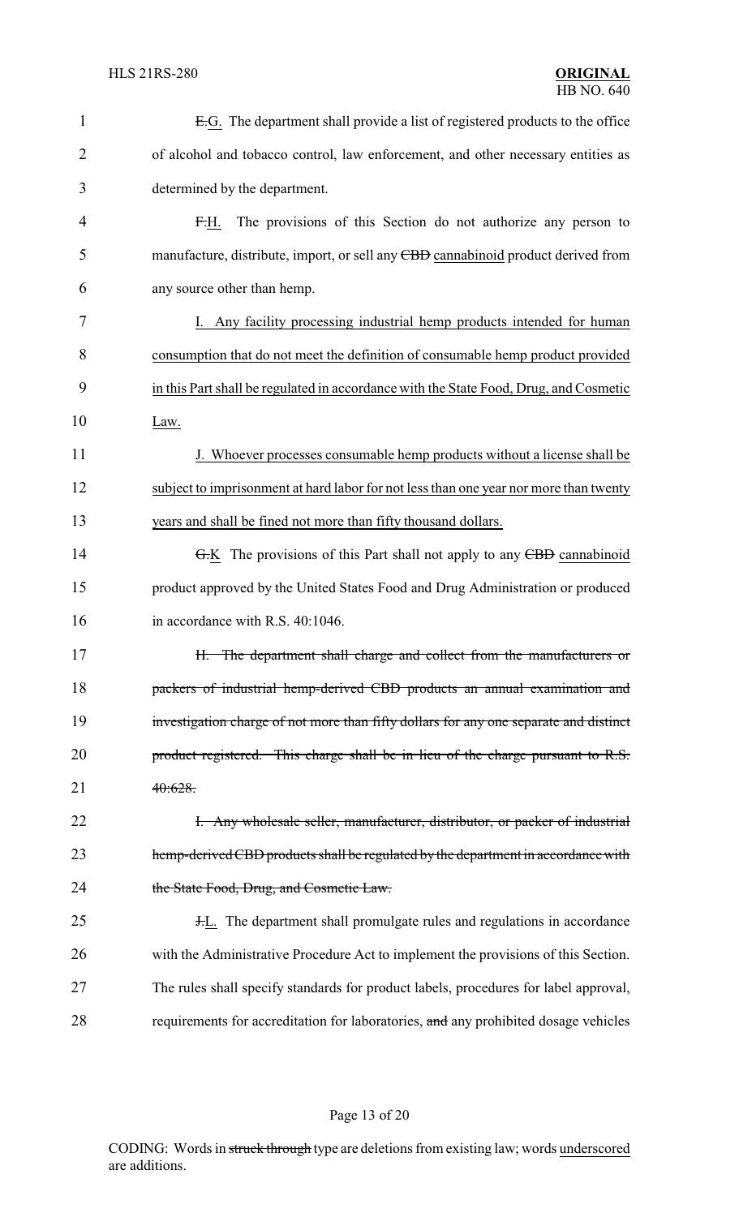~~E.~~G. The department shall provide a list of registered products to the office of alcohol and tobacco control, law enforcement, and other necessary entities as determined by the department.

~~F.~~H. The provisions of this Section do not authorize any person to manufacture, distribute, import, or sell any ~~CBD~~ cannabinoid product derived from any source other than hemp.

I. Any facility processing industrial hemp products intended for human consumption that do not meet the definition of consumable hemp product provided in this Part shall be regulated in accordance with the State Food, Drug, and Cosmetic Law.

J. Whoever processes consumable hemp products without a license shall be subject to imprisonment at hard labor for not less than one year nor more than twenty years and shall be fined not more than fifty thousand dollars.

~~G.~~K The provisions of this Part shall not apply to any ~~CBD~~ cannabinoid product approved by the United States Food and Drug Administration or produced in accordance with R.S. 40:1046.

~~H. The department shall charge and collect from the manufacturers or packers of industrial hemp-derived CBD products an annual examination and investigation charge of not more than fifty dollars for any one separate and distinct product registered. This charge shall be in lieu of the charge pursuant to R.S. 40:628.~~

~~I. Any wholesale seller, manufacturer, distributor, or packer of industrial hemp-derived CBD products shall be regulated by the department in accordance with the State Food, Drug, and Cosmetic Law.~~

~~J.~~L. The department shall promulgate rules and regulations in accordance with the Administrative Procedure Act to implement the provisions of this Section. The rules shall specify standards for product labels, procedures for label approval, requirements for accreditation for laboratories, ~~and~~ any prohibited dosage vehicles

CODING: Words in ~~struck through~~ type are deletions from existing law; words underscored are additions.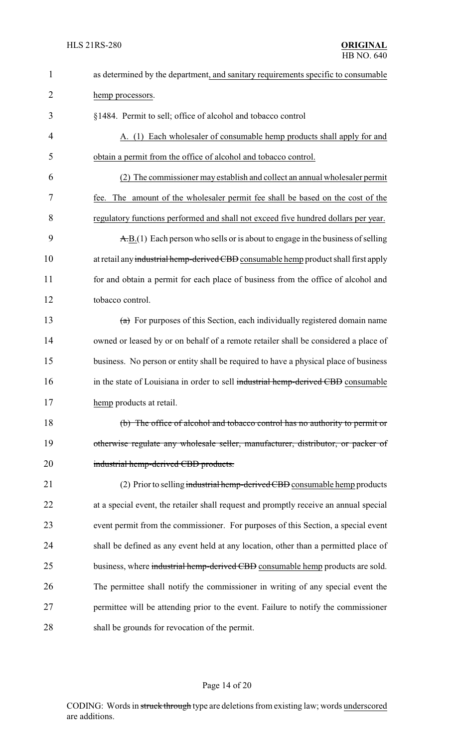as determined by the department, and sanitary requirements specific to consumable hemp processors.

§1484. Permit to sell; office of alcohol and tobacco control

A. (1) Each wholesaler of consumable hemp products shall apply for and obtain a permit from the office of alcohol and tobacco control.

(2) The commissioner may establish and collect an annual wholesaler permit fee. The amount of the wholesaler permit fee shall be based on the cost of the regulatory functions performed and shall not exceed five hundred dollars per year.

~~A.~~B.(1) Each person who sells or is about to engage in the business of selling at retail any ~~industrial hemp-derived CBD~~ consumable hemp product shall first apply for and obtain a permit for each place of business from the office of alcohol and tobacco control.

~~(a)~~ For purposes of this Section, each individually registered domain name owned or leased by or on behalf of a remote retailer shall be considered a place of business. No person or entity shall be required to have a physical place of business in the state of Louisiana in order to sell ~~industrial hemp-derived CBD~~ consumable hemp products at retail.

~~(b) The office of alcohol and tobacco control has no authority to permit or otherwise regulate any wholesale seller, manufacturer, distributor, or packer of industrial hemp-derived CBD products.~~

(2) Prior to selling ~~industrial hemp-derived CBD~~ consumable hemp products at a special event, the retailer shall request and promptly receive an annual special event permit from the commissioner. For purposes of this Section, a special event shall be defined as any event held at any location, other than a permitted place of business, where ~~industrial hemp-derived CBD~~ consumable hemp products are sold. The permittee shall notify the commissioner in writing of any special event the permittee will be attending prior to the event. Failure to notify the commissioner shall be grounds for revocation of the permit.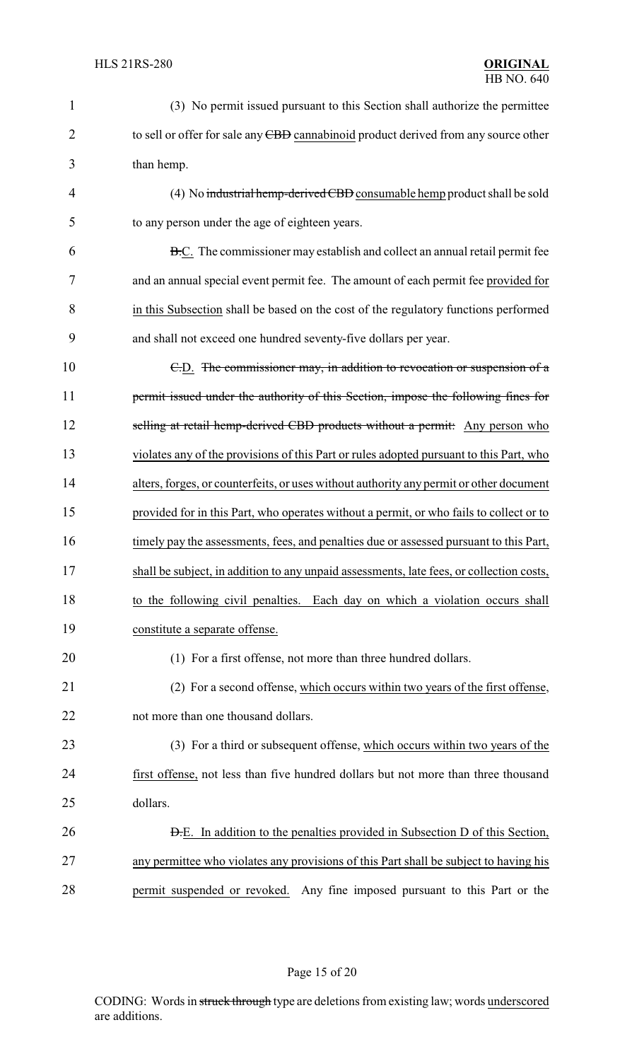(3) No permit issued pursuant to this Section shall authorize the permittee to sell or offer for sale any ~~CBD~~ cannabinoid product derived from any source other than hemp.

(4) No ~~industrial hemp-derived CBD~~ consumable hemp product shall be sold to any person under the age of eighteen years.

~~B.~~C. The commissioner may establish and collect an annual retail permit fee and an annual special event permit fee. The amount of each permit fee provided for in this Subsection shall be based on the cost of the regulatory functions performed and shall not exceed one hundred seventy-five dollars per year.

~~C.~~D. ~~The commissioner may, in addition to revocation or suspension of a permit issued under the authority of this Section, impose the following fines for selling at retail hemp-derived CBD products without a permit:~~ Any person who violates any of the provisions of this Part or rules adopted pursuant to this Part, who alters, forges, or counterfeits, or uses without authority any permit or other document provided for in this Part, who operates without a permit, or who fails to collect or to timely pay the assessments, fees, and penalties due or assessed pursuant to this Part, shall be subject, in addition to any unpaid assessments, late fees, or collection costs, to the following civil penalties. Each day on which a violation occurs shall constitute a separate offense.

(1) For a first offense, not more than three hundred dollars.

(2) For a second offense, which occurs within two years of the first offense, not more than one thousand dollars.

(3) For a third or subsequent offense, which occurs within two years of the first offense, not less than five hundred dollars but not more than three thousand dollars.

~~D.~~E. In addition to the penalties provided in Subsection D of this Section, any permittee who violates any provisions of this Part shall be subject to having his permit suspended or revoked. Any fine imposed pursuant to this Part or the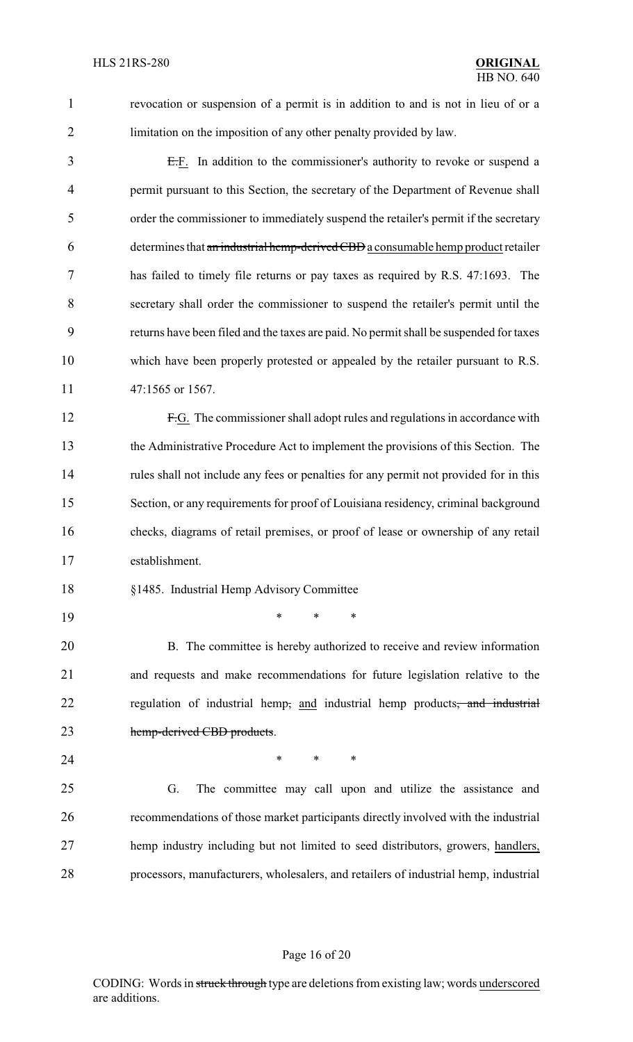revocation or suspension of a permit is in addition to and is not in lieu of or a limitation on the imposition of any other penalty provided by law.

~~E.~~F. In addition to the commissioner's authority to revoke or suspend a permit pursuant to this Section, the secretary of the Department of Revenue shall order the commissioner to immediately suspend the retailer's permit if the secretary determines that ~~an industrial hemp-derived CBD~~ a consumable hemp product retailer has failed to timely file returns or pay taxes as required by R.S. 47:1693. The secretary shall order the commissioner to suspend the retailer's permit until the returns have been filed and the taxes are paid. No permit shall be suspended for taxes which have been properly protested or appealed by the retailer pursuant to R.S. 47:1565 or 1567.

~~F.~~G. The commissioner shall adopt rules and regulations in accordance with the Administrative Procedure Act to implement the provisions of this Section. The rules shall not include any fees or penalties for any permit not provided for in this Section, or any requirements for proof of Louisiana residency, criminal background checks, diagrams of retail premises, or proof of lease or ownership of any retail establishment.

§1485. Industrial Hemp Advisory Committee

\* \* \*

B. The committee is hereby authorized to receive and review information and requests and make recommendations for future legislation relative to the regulation of industrial hemp~~,~~ and industrial hemp products~~, and industrial hemp-derived CBD products~~.

\* \* \*

G. The committee may call upon and utilize the assistance and recommendations of those market participants directly involved with the industrial hemp industry including but not limited to seed distributors, growers, handlers, processors, manufacturers, wholesalers, and retailers of industrial hemp, industrial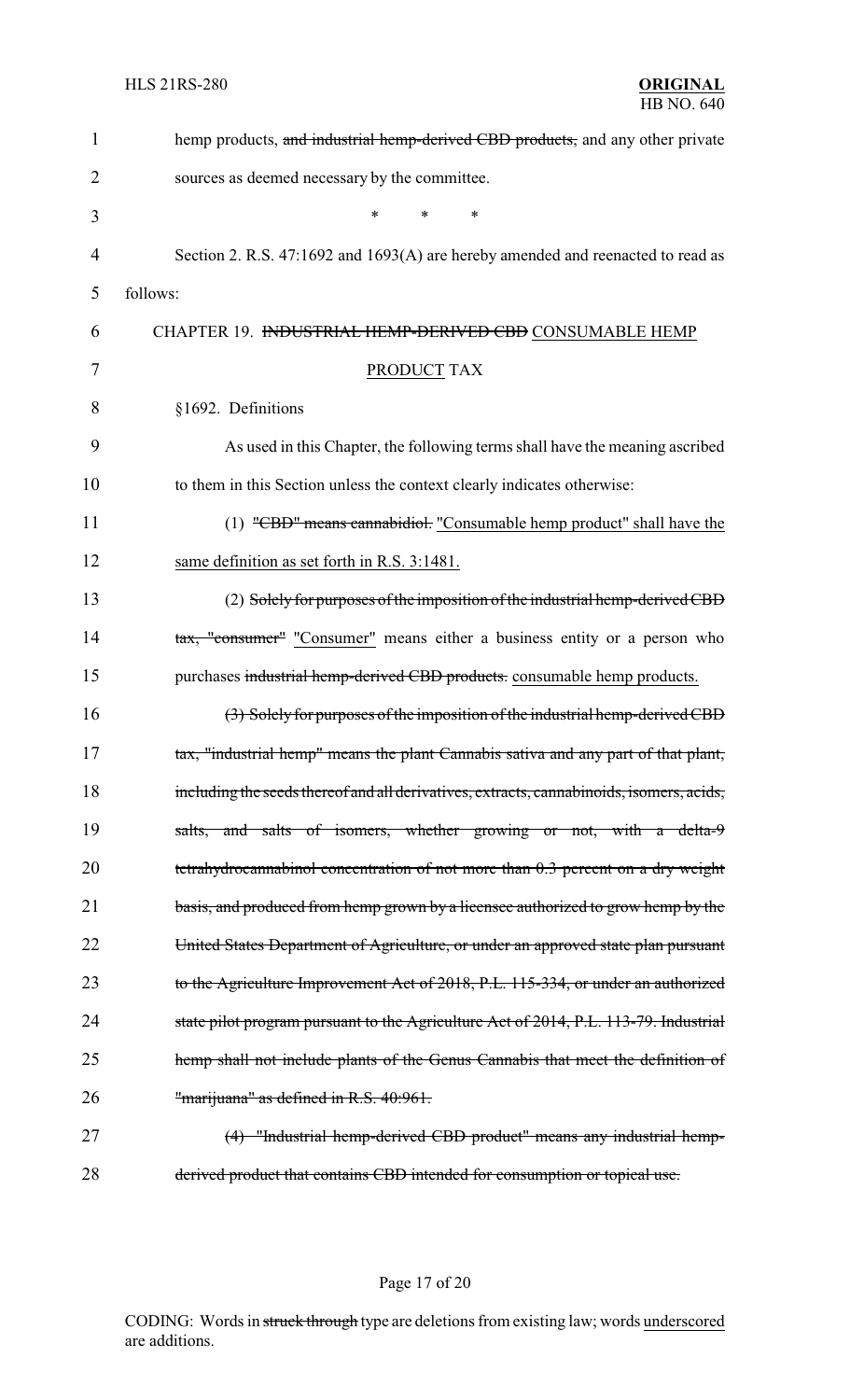hemp products, ~~and industrial hemp-derived CBD products,~~ and any other private sources as deemed necessary by the committee.

\* \* \*

Section 2. R.S. 47:1692 and 1693(A) are hereby amended and reenacted to read as follows:

CHAPTER 19. ~~INDUSTRIAL HEMP-DERIVED CBD~~ <u>CONSUMABLE HEMP PRODUCT</u> TAX

§1692. Definitions

As used in this Chapter, the following terms shall have the meaning ascribed to them in this Section unless the context clearly indicates otherwise:

(1) ~~"CBD" means cannabidiol.~~ <u>"Consumable hemp product" shall have the same definition as set forth in R.S. 3:1481.</u>

(2) ~~Solely for purposes of the imposition of the industrial hemp-derived CBD tax, "consumer"~~ <u>"Consumer"</u> means either a business entity or a person who purchases ~~industrial hemp-derived CBD products.~~ <u>consumable hemp products.</u>

~~(3) Solely for purposes of the imposition of the industrial hemp-derived CBD tax, "industrial hemp" means the plant Cannabis sativa and any part of that plant, including the seeds thereof and all derivatives, extracts, cannabinoids, isomers, acids, salts, and salts of isomers, whether growing or not, with a delta-9 tetrahydrocannabinol concentration of not more than 0.3 percent on a dry weight basis, and produced from hemp grown by a licensee authorized to grow hemp by the United States Department of Agriculture, or under an approved state plan pursuant to the Agriculture Improvement Act of 2018, P.L. 115-334, or under an authorized state pilot program pursuant to the Agriculture Act of 2014, P.L. 113-79. Industrial hemp shall not include plants of the Genus Cannabis that meet the definition of "marijuana" as defined in R.S. 40:961.~~

~~(4) "Industrial hemp-derived CBD product" means any industrial hemp-derived product that contains CBD intended for consumption or topical use.~~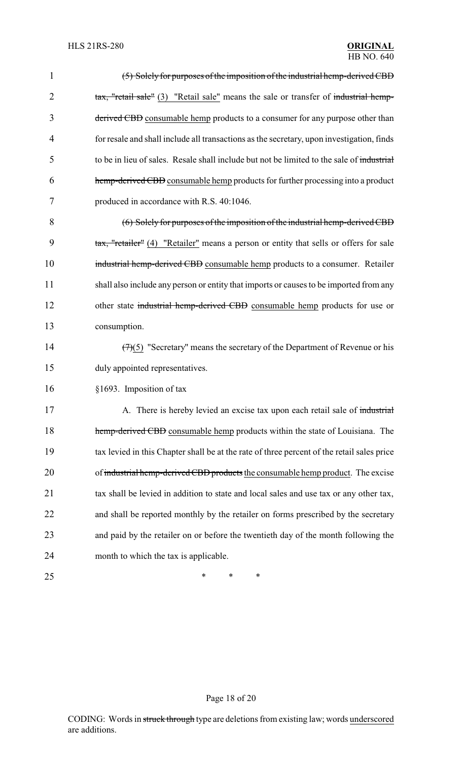(5) Solely for purposes of the imposition of the industrial hemp-derived CBD tax, "retail sale" (3) "Retail sale" means the sale or transfer of industrial hemp-derived CBD consumable hemp products to a consumer for any purpose other than for resale and shall include all transactions as the secretary, upon investigation, finds to be in lieu of sales. Resale shall include but not be limited to the sale of industrial hemp-derived CBD consumable hemp products for further processing into a product produced in accordance with R.S. 40:1046.

(6) Solely for purposes of the imposition of the industrial hemp-derived CBD tax, "retailer" (4) "Retailer" means a person or entity that sells or offers for sale industrial hemp-derived CBD consumable hemp products to a consumer. Retailer shall also include any person or entity that imports or causes to be imported from any other state industrial hemp-derived CBD consumable hemp products for use or consumption.

(7)(5) "Secretary" means the secretary of the Department of Revenue or his duly appointed representatives.

§1693. Imposition of tax

A. There is hereby levied an excise tax upon each retail sale of industrial hemp-derived CBD consumable hemp products within the state of Louisiana. The tax levied in this Chapter shall be at the rate of three percent of the retail sales price of industrial hemp-derived CBD products the consumable hemp product. The excise tax shall be levied in addition to state and local sales and use tax or any other tax, and shall be reported monthly by the retailer on forms prescribed by the secretary and paid by the retailer on or before the twentieth day of the month following the month to which the tax is applicable.

\* \* \*

CODING: Words in struck through type are deletions from existing law; words underscored are additions.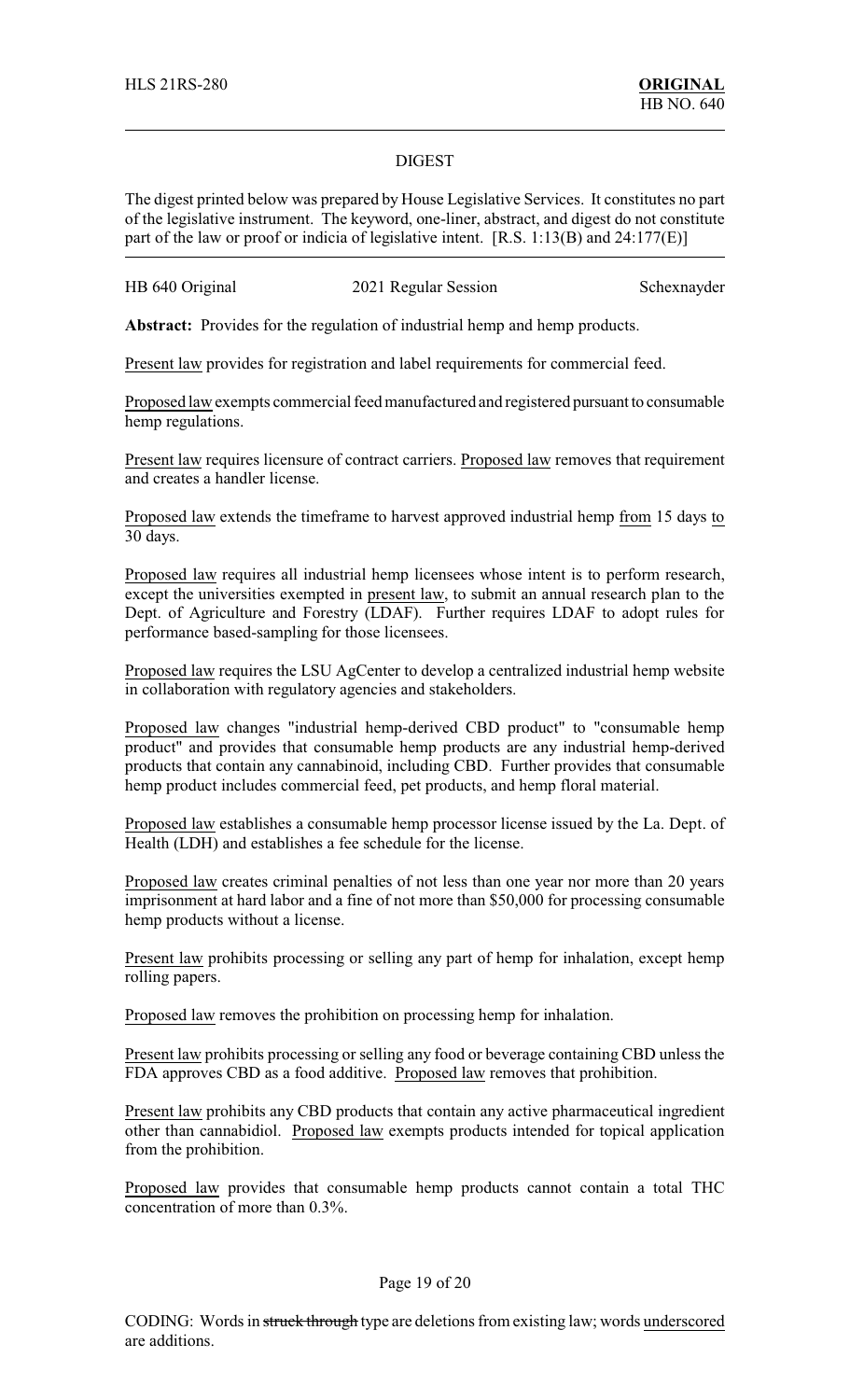HLS 21RS-280 **ORIGINAL**
HB NO. 640

DIGEST

The digest printed below was prepared by House Legislative Services. It constitutes no part of the legislative instrument. The keyword, one-liner, abstract, and digest do not constitute part of the law or proof or indicia of legislative intent. [R.S. 1:13(B) and 24:177(E)]

HB 640 Original 2021 Regular Session Schexnayder

**Abstract:** Provides for the regulation of industrial hemp and hemp products.

Present law provides for registration and label requirements for commercial feed.

Proposed law exempts commercial feed manufactured and registered pursuant to consumable hemp regulations.

Present law requires licensure of contract carriers. Proposed law removes that requirement and creates a handler license.

Proposed law extends the timeframe to harvest approved industrial hemp from 15 days to 30 days.

Proposed law requires all industrial hemp licensees whose intent is to perform research, except the universities exempted in present law, to submit an annual research plan to the Dept. of Agriculture and Forestry (LDAF). Further requires LDAF to adopt rules for performance based-sampling for those licensees.

Proposed law requires the LSU AgCenter to develop a centralized industrial hemp website in collaboration with regulatory agencies and stakeholders.

Proposed law changes "industrial hemp-derived CBD product" to "consumable hemp product" and provides that consumable hemp products are any industrial hemp-derived products that contain any cannabinoid, including CBD. Further provides that consumable hemp product includes commercial feed, pet products, and hemp floral material.

Proposed law establishes a consumable hemp processor license issued by the La. Dept. of Health (LDH) and establishes a fee schedule for the license.

Proposed law creates criminal penalties of not less than one year nor more than 20 years imprisonment at hard labor and a fine of not more than $50,000 for processing consumable hemp products without a license.

Present law prohibits processing or selling any part of hemp for inhalation, except hemp rolling papers.

Proposed law removes the prohibition on processing hemp for inhalation.

Present law prohibits processing or selling any food or beverage containing CBD unless the FDA approves CBD as a food additive. Proposed law removes that prohibition.

Present law prohibits any CBD products that contain any active pharmaceutical ingredient other than cannabidiol. Proposed law exempts products intended for topical application from the prohibition.

Proposed law provides that consumable hemp products cannot contain a total THC concentration of more than 0.3%.

CODING: Words in ~~struck through~~ type are deletions from existing law; words underscored are additions.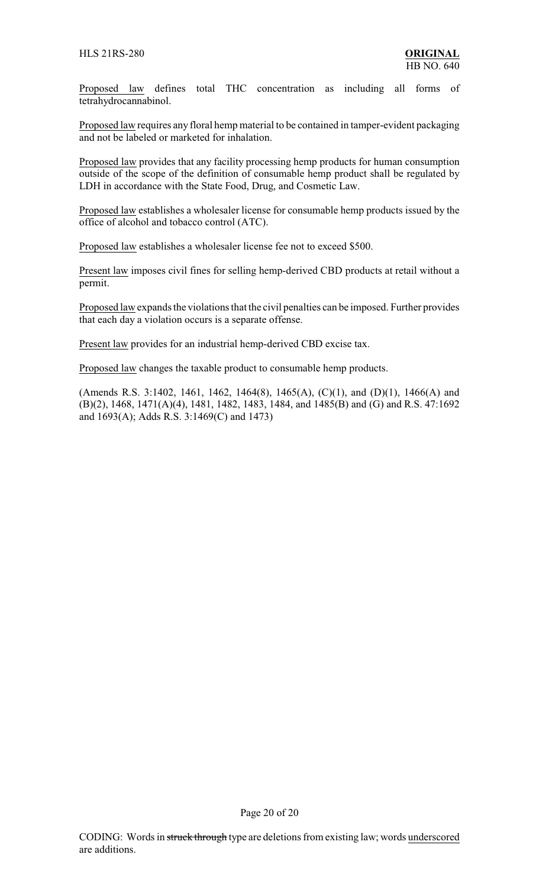Proposed law defines total THC concentration as including all forms of tetrahydrocannabinol.

Proposed law requires any floral hemp material to be contained in tamper-evident packaging and not be labeled or marketed for inhalation.

Proposed law provides that any facility processing hemp products for human consumption outside of the scope of the definition of consumable hemp product shall be regulated by LDH in accordance with the State Food, Drug, and Cosmetic Law.

Proposed law establishes a wholesaler license for consumable hemp products issued by the office of alcohol and tobacco control (ATC).

Proposed law establishes a wholesaler license fee not to exceed $500.

Present law imposes civil fines for selling hemp-derived CBD products at retail without a permit.

Proposed law expands the violations that the civil penalties can be imposed. Further provides that each day a violation occurs is a separate offense.

Present law provides for an industrial hemp-derived CBD excise tax.

Proposed law changes the taxable product to consumable hemp products.

(Amends R.S. 3:1402, 1461, 1462, 1464(8), 1465(A), (C)(1), and (D)(1), 1466(A) and (B)(2), 1468, 1471(A)(4), 1481, 1482, 1483, 1484, and 1485(B) and (G) and R.S. 47:1692 and 1693(A); Adds R.S. 3:1469(C) and 1473)

CODING: Words in ~~struck through~~ type are deletions from existing law; words underscored are additions.